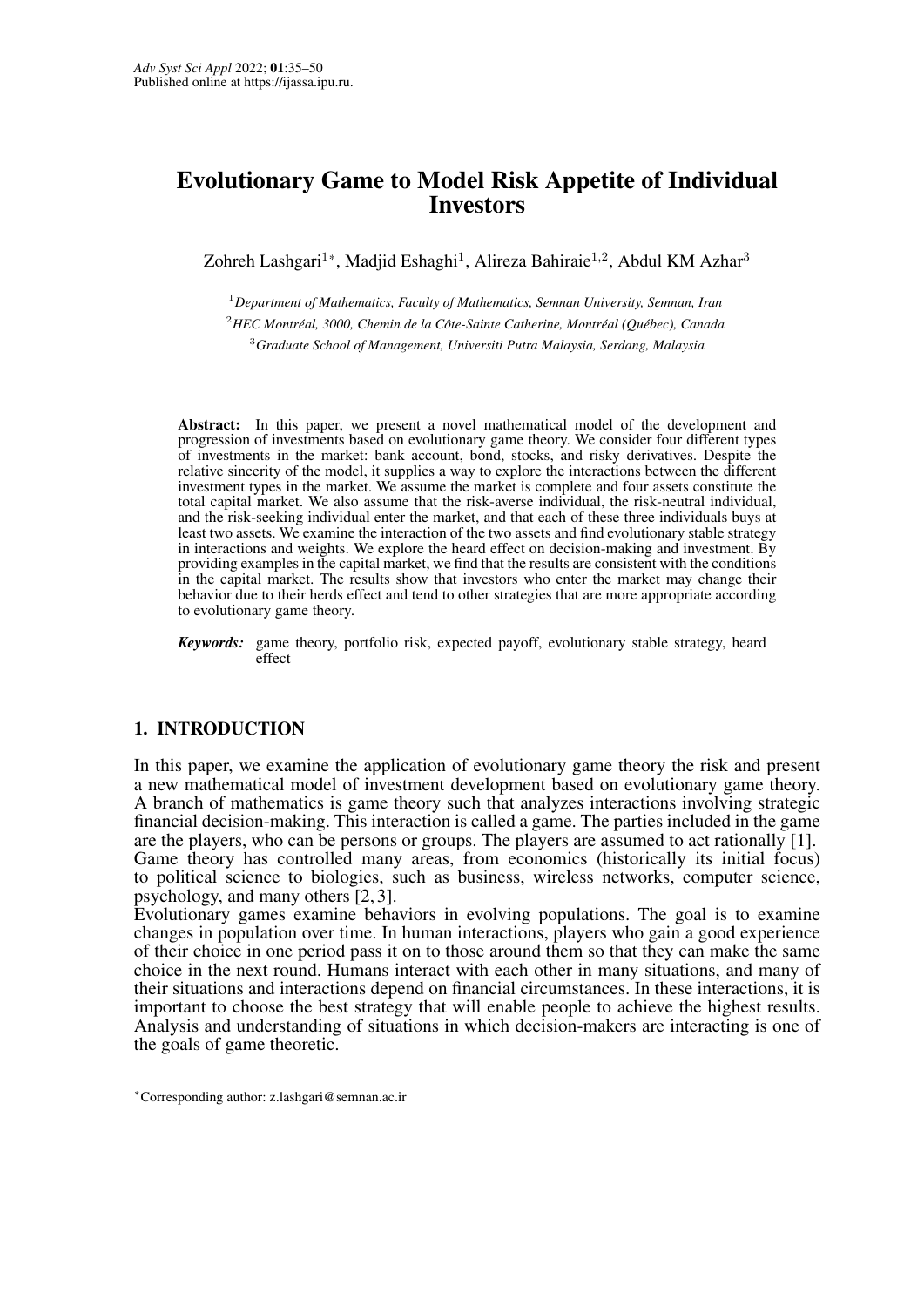# Evolutionary Game to Model Risk Appetite of Individual Investors

Zohreh Lashgari[1*], Madjid Eshaghi[1], Alireza Bahiraie[1,2], Abdul KM Azhar[3]

[1] *Department of Mathematics, Faculty of Mathematics, Semnan University, Semnan, Iran*

[2] *HEC Montréal, 3000, Chemin de la Côte-Sainte Catherine, Montréal (Québec), Canada*

[3] *Graduate School of Management, Universiti Putra Malaysia, Serdang, Malaysia*

**Abstract:** In this paper, we present a novel mathematical model of the development and progression of investments based on evolutionary game theory. We consider four different types of investments in the market: bank account, bond, stocks, and risky derivatives. Despite the relative sincerity of the model, it supplies a way to explore the interactions between the different investment types in the market. We assume the market is complete and four assets constitute the total capital market. We also assume that the risk-averse individual, the risk-neutral individual, and the risk-seeking individual enter the market, and that each of these three individuals buys at least two assets. We examine the interaction of the two assets and find evolutionary stable strategy in interactions and weights. We explore the heard effect on decision-making and investment. By providing examples in the capital market, we find that the results are consistent with the conditions in the capital market. The results show that investors who enter the market may change their behavior due to their herds effect and tend to other strategies that are more appropriate according to evolutionary game theory.

***Keywords:*** game theory, portfolio risk, expected payoff, evolutionary stable strategy, heard effect

## 1. INTRODUCTION

In this paper, we examine the application of evolutionary game theory the risk and present a new mathematical model of investment development based on evolutionary game theory. A branch of mathematics is game theory such that analyzes interactions involving strategic financial decision-making. This interaction is called a game. The parties included in the game are the players, who can be persons or groups. The players are assumed to act rationally [1]. Game theory has controlled many areas, from economics (historically its initial focus) to political science to biologies, such as business, wireless networks, computer science, psychology, and many others [2, 3].

Evolutionary games examine behaviors in evolving populations. The goal is to examine changes in population over time. In human interactions, players who gain a good experience of their choice in one period pass it on to those around them so that they can make the same choice in the next round. Humans interact with each other in many situations, and many of their situations and interactions depend on financial circumstances. In these interactions, it is important to choose the best strategy that will enable people to achieve the highest results. Analysis and understanding of situations in which decision-makers are interacting is one of the goals of game theoretic.

*Corresponding author: z.lashgari@semnan.ac.ir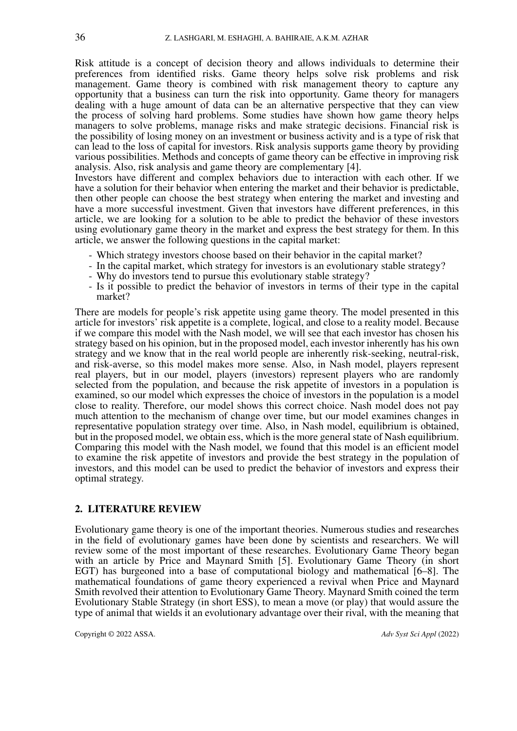Risk attitude is a concept of decision theory and allows individuals to determine their preferences from identified risks. Game theory helps solve risk problems and risk management. Game theory is combined with risk management theory to capture any opportunity that a business can turn the risk into opportunity. Game theory for managers dealing with a huge amount of data can be an alternative perspective that they can view the process of solving hard problems. Some studies have shown how game theory helps managers to solve problems, manage risks and make strategic decisions. Financial risk is the possibility of losing money on an investment or business activity and is a type of risk that can lead to the loss of capital for investors. Risk analysis supports game theory by providing various possibilities. Methods and concepts of game theory can be effective in improving risk analysis. Also, risk analysis and game theory are complementary [4].

Investors have different and complex behaviors due to interaction with each other. If we have a solution for their behavior when entering the market and their behavior is predictable, then other people can choose the best strategy when entering the market and investing and have a more successful investment. Given that investors have different preferences, in this article, we are looking for a solution to be able to predict the behavior of these investors using evolutionary game theory in the market and express the best strategy for them. In this article, we answer the following questions in the capital market:

- Which strategy investors choose based on their behavior in the capital market?
- In the capital market, which strategy for investors is an evolutionary stable strategy?
- Why do investors tend to pursue this evolutionary stable strategy?
- Is it possible to predict the behavior of investors in terms of their type in the capital market?

There are models for people's risk appetite using game theory. The model presented in this article for investors' risk appetite is a complete, logical, and close to a reality model. Because if we compare this model with the Nash model, we will see that each investor has chosen his strategy based on his opinion, but in the proposed model, each investor inherently has his own strategy and we know that in the real world people are inherently risk-seeking, neutral-risk, and risk-averse, so this model makes more sense. Also, in Nash model, players represent real players, but in our model, players (investors) represent players who are randomly selected from the population, and because the risk appetite of investors in a population is examined, so our model which expresses the choice of investors in the population is a model close to reality. Therefore, our model shows this correct choice. Nash model does not pay much attention to the mechanism of change over time, but our model examines changes in representative population strategy over time. Also, in Nash model, equilibrium is obtained, but in the proposed model, we obtain ess, which is the more general state of Nash equilibrium. Comparing this model with the Nash model, we found that this model is an efficient model to examine the risk appetite of investors and provide the best strategy in the population of investors, and this model can be used to predict the behavior of investors and express their optimal strategy.

## 2. LITERATURE REVIEW

Evolutionary game theory is one of the important theories. Numerous studies and researches in the field of evolutionary games have been done by scientists and researchers. We will review some of the most important of these researches. Evolutionary Game Theory began with an article by Price and Maynard Smith [5]. Evolutionary Game Theory (in short EGT) has burgeoned into a base of computational biology and mathematical [6–8]. The mathematical foundations of game theory experienced a revival when Price and Maynard Smith revolved their attention to Evolutionary Game Theory. Maynard Smith coined the term Evolutionary Stable Strategy (in short ESS), to mean a move (or play) that would assure the type of animal that wields it an evolutionary advantage over their rival, with the meaning that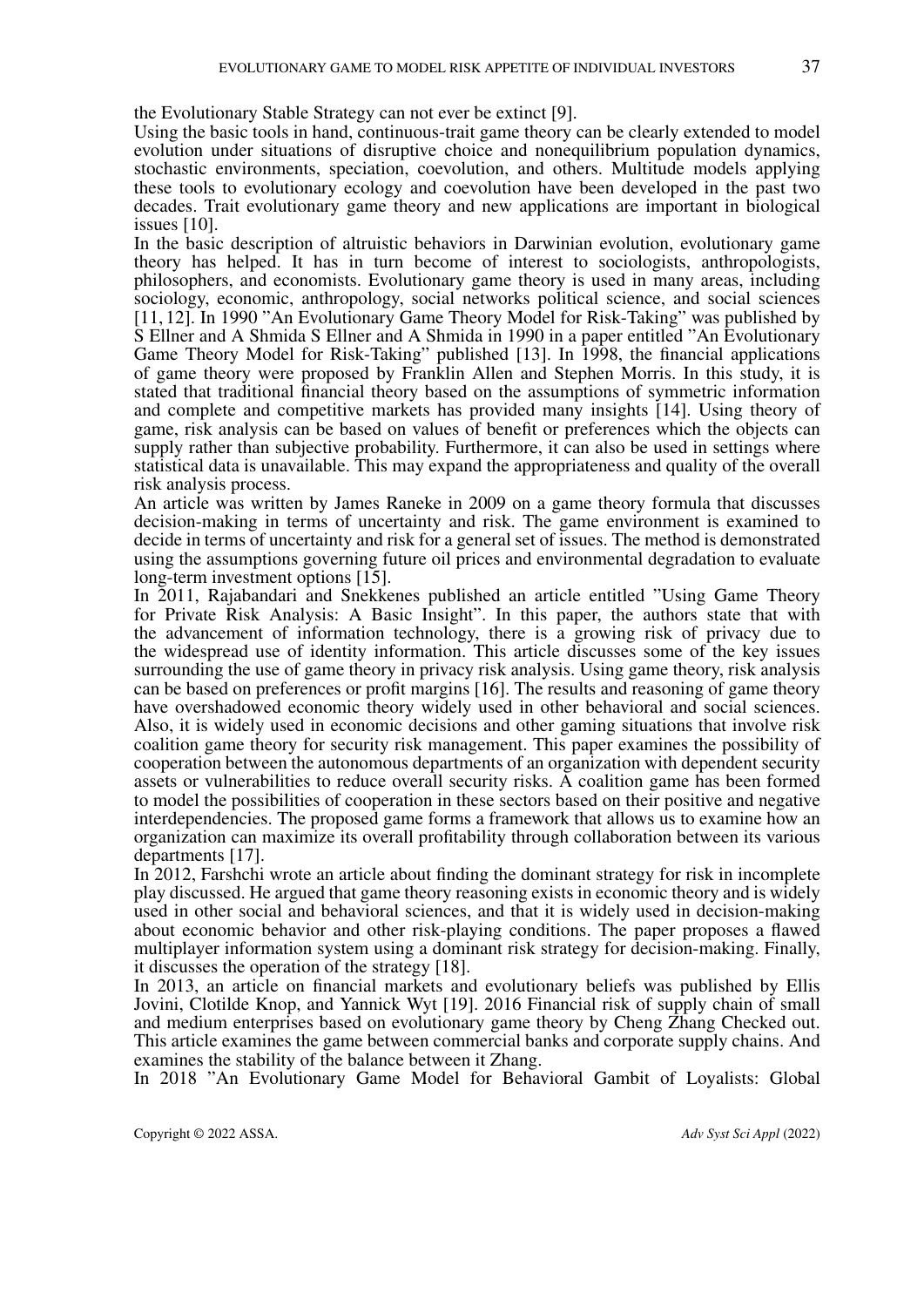the Evolutionary Stable Strategy can not ever be extinct [9].

Using the basic tools in hand, continuous-trait game theory can be clearly extended to model evolution under situations of disruptive choice and nonequilibrium population dynamics, stochastic environments, speciation, coevolution, and others. Multitude models applying these tools to evolutionary ecology and coevolution have been developed in the past two decades. Trait evolutionary game theory and new applications are important in biological issues [10].

In the basic description of altruistic behaviors in Darwinian evolution, evolutionary game theory has helped. It has in turn become of interest to sociologists, anthropologists, philosophers, and economists. Evolutionary game theory is used in many areas, including sociology, economic, anthropology, social networks political science, and social sciences [11, 12]. In 1990 "An Evolutionary Game Theory Model for Risk-Taking" was published by S Ellner and A Shmida S Ellner and A Shmida in 1990 in a paper entitled "An Evolutionary Game Theory Model for Risk-Taking" published [13]. In 1998, the financial applications of game theory were proposed by Franklin Allen and Stephen Morris. In this study, it is stated that traditional financial theory based on the assumptions of symmetric information and complete and competitive markets has provided many insights [14]. Using theory of game, risk analysis can be based on values of benefit or preferences which the objects can supply rather than subjective probability. Furthermore, it can also be used in settings where statistical data is unavailable. This may expand the appropriateness and quality of the overall risk analysis process.

An article was written by James Raneke in 2009 on a game theory formula that discusses decision-making in terms of uncertainty and risk. The game environment is examined to decide in terms of uncertainty and risk for a general set of issues. The method is demonstrated using the assumptions governing future oil prices and environmental degradation to evaluate long-term investment options [15].

In 2011, Rajabandari and Snekkenes published an article entitled "Using Game Theory for Private Risk Analysis: A Basic Insight". In this paper, the authors state that with the advancement of information technology, there is a growing risk of privacy due to the widespread use of identity information. This article discusses some of the key issues surrounding the use of game theory in privacy risk analysis. Using game theory, risk analysis can be based on preferences or profit margins [16]. The results and reasoning of game theory have overshadowed economic theory widely used in other behavioral and social sciences. Also, it is widely used in economic decisions and other gaming situations that involve risk coalition game theory for security risk management. This paper examines the possibility of cooperation between the autonomous departments of an organization with dependent security assets or vulnerabilities to reduce overall security risks. A coalition game has been formed to model the possibilities of cooperation in these sectors based on their positive and negative interdependencies. The proposed game forms a framework that allows us to examine how an organization can maximize its overall profitability through collaboration between its various departments [17].

In 2012, Farshchi wrote an article about finding the dominant strategy for risk in incomplete play discussed. He argued that game theory reasoning exists in economic theory and is widely used in other social and behavioral sciences, and that it is widely used in decision-making about economic behavior and other risk-playing conditions. The paper proposes a flawed multiplayer information system using a dominant risk strategy for decision-making. Finally, it discusses the operation of the strategy [18].

In 2013, an article on financial markets and evolutionary beliefs was published by Ellis Jovini, Clotilde Knop, and Yannick Wyt [19]. 2016 Financial risk of supply chain of small and medium enterprises based on evolutionary game theory by Cheng Zhang Checked out. This article examines the game between commercial banks and corporate supply chains. And examines the stability of the balance between it Zhang.

In 2018 "An Evolutionary Game Model for Behavioral Gambit of Loyalists: Global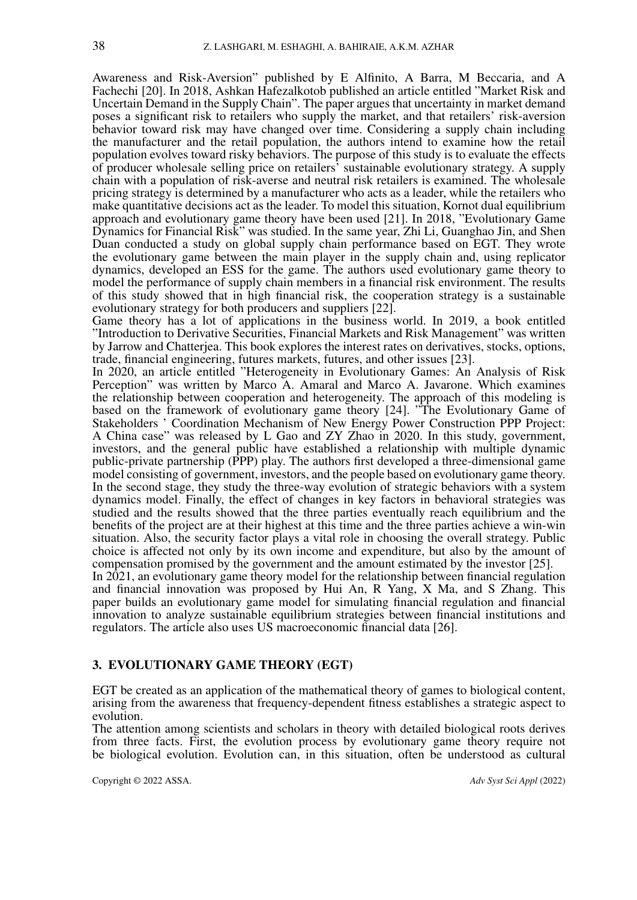Awareness and Risk-Aversion" published by E Alfinito, A Barra, M Beccaria, and A Fachechi [20]. In 2018, Ashkan Hafezalkotob published an article entitled "Market Risk and Uncertain Demand in the Supply Chain". The paper argues that uncertainty in market demand poses a significant risk to retailers who supply the market, and that retailers' risk-aversion behavior toward risk may have changed over time. Considering a supply chain including the manufacturer and the retail population, the authors intend to examine how the retail population evolves toward risky behaviors. The purpose of this study is to evaluate the effects of producer wholesale selling price on retailers' sustainable evolutionary strategy. A supply chain with a population of risk-averse and neutral risk retailers is examined. The wholesale pricing strategy is determined by a manufacturer who acts as a leader, while the retailers who make quantitative decisions act as the leader. To model this situation, Kornot dual equilibrium approach and evolutionary game theory have been used [21]. In 2018, "Evolutionary Game Dynamics for Financial Risk" was studied. In the same year, Zhi Li, Guanghao Jin, and Shen Duan conducted a study on global supply chain performance based on EGT. They wrote the evolutionary game between the main player in the supply chain and, using replicator dynamics, developed an ESS for the game. The authors used evolutionary game theory to model the performance of supply chain members in a financial risk environment. The results of this study showed that in high financial risk, the cooperation strategy is a sustainable evolutionary strategy for both producers and suppliers [22].

Game theory has a lot of applications in the business world. In 2019, a book entitled "Introduction to Derivative Securities, Financial Markets and Risk Management" was written by Jarrow and Chatterjea. This book explores the interest rates on derivatives, stocks, options, trade, financial engineering, futures markets, futures, and other issues [23].

In 2020, an article entitled "Heterogeneity in Evolutionary Games: An Analysis of Risk Perception" was written by Marco A. Amaral and Marco A. Javarone. Which examines the relationship between cooperation and heterogeneity. The approach of this modeling is based on the framework of evolutionary game theory [24]. "The Evolutionary Game of Stakeholders ' Coordination Mechanism of New Energy Power Construction PPP Project: A China case" was released by L Gao and ZY Zhao in 2020. In this study, government, investors, and the general public have established a relationship with multiple dynamic public-private partnership (PPP) play. The authors first developed a three-dimensional game model consisting of government, investors, and the people based on evolutionary game theory. In the second stage, they study the three-way evolution of strategic behaviors with a system dynamics model. Finally, the effect of changes in key factors in behavioral strategies was studied and the results showed that the three parties eventually reach equilibrium and the benefits of the project are at their highest at this time and the three parties achieve a win-win situation. Also, the security factor plays a vital role in choosing the overall strategy. Public choice is affected not only by its own income and expenditure, but also by the amount of compensation promised by the government and the amount estimated by the investor [25].

In 2021, an evolutionary game theory model for the relationship between financial regulation and financial innovation was proposed by Hui An, R Yang, X Ma, and S Zhang. This paper builds an evolutionary game model for simulating financial regulation and financial innovation to analyze sustainable equilibrium strategies between financial institutions and regulators. The article also uses US macroeconomic financial data [26].

## 3. EVOLUTIONARY GAME THEORY (EGT)

EGT be created as an application of the mathematical theory of games to biological content, arising from the awareness that frequency-dependent fitness establishes a strategic aspect to evolution.

The attention among scientists and scholars in theory with detailed biological roots derives from three facts. First, the evolution process by evolutionary game theory require not be biological evolution. Evolution can, in this situation, often be understood as cultural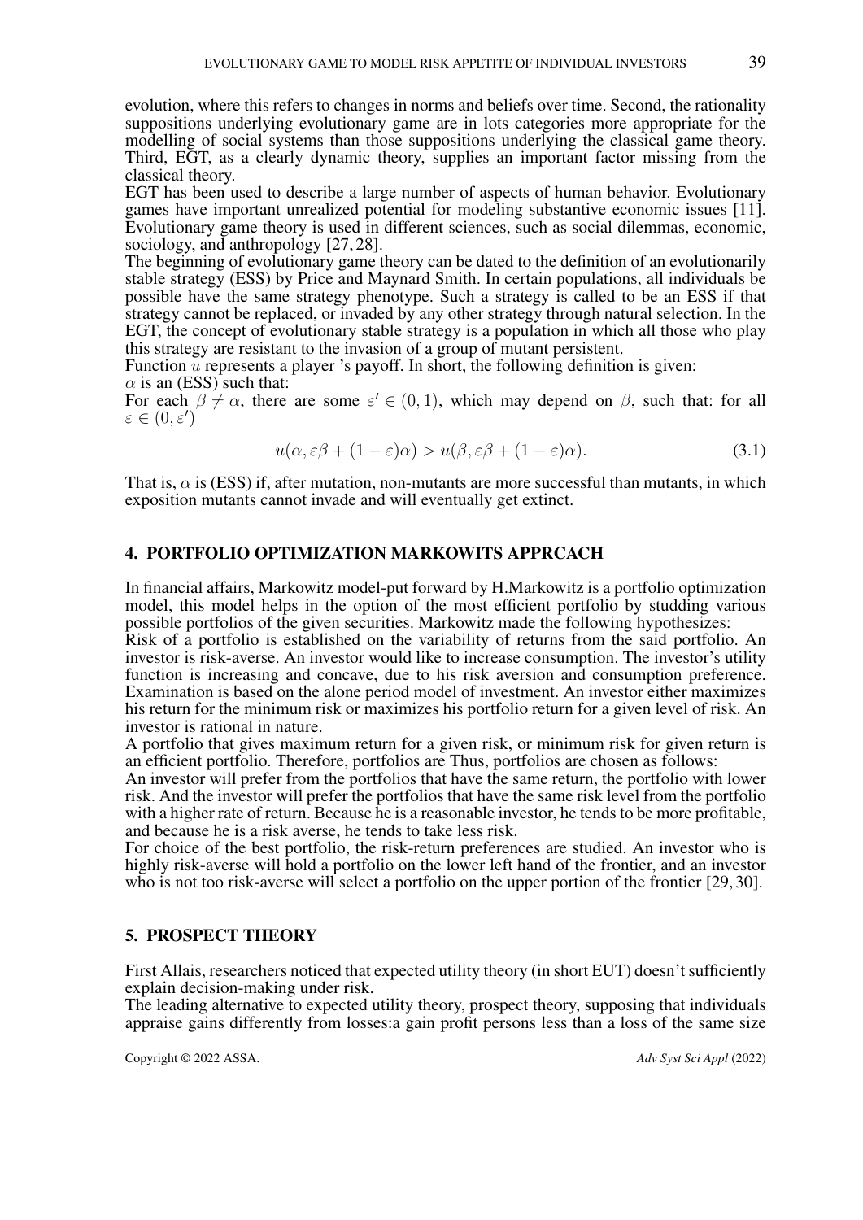evolution, where this refers to changes in norms and beliefs over time. Second, the rationality suppositions underlying evolutionary game are in lots categories more appropriate for the modelling of social systems than those suppositions underlying the classical game theory. Third, EGT, as a clearly dynamic theory, supplies an important factor missing from the classical theory.

EGT has been used to describe a large number of aspects of human behavior. Evolutionary games have important unrealized potential for modeling substantive economic issues [11]. Evolutionary game theory is used in different sciences, such as social dilemmas, economic, sociology, and anthropology [27, 28].

The beginning of evolutionary game theory can be dated to the definition of an evolutionarily stable strategy (ESS) by Price and Maynard Smith. In certain populations, all individuals be possible have the same strategy phenotype. Such a strategy is called to be an ESS if that strategy cannot be replaced, or invaded by any other strategy through natural selection. In the EGT, the concept of evolutionary stable strategy is a population in which all those who play this strategy are resistant to the invasion of a group of mutant persistent.

Function $u$ represents a player 's payoff. In short, the following definition is given:

$\alpha$ is an (ESS) such that:

For each $\beta \neq \alpha$, there are some $\varepsilon' \in (0, 1)$, which may depend on $\beta$, such that: for all $\varepsilon \in (0, \varepsilon')$

$$u(\alpha, \varepsilon\beta + (1-\varepsilon)\alpha) > u(\beta, \varepsilon\beta + (1-\varepsilon)\alpha). \tag{3.1}$$

That is, $\alpha$ is (ESS) if, after mutation, non-mutants are more successful than mutants, in which exposition mutants cannot invade and will eventually get extinct.

## 4. PORTFOLIO OPTIMIZATION MARKOWITS APPRCACH

In financial affairs, Markowitz model-put forward by H.Markowitz is a portfolio optimization model, this model helps in the option of the most efficient portfolio by studding various possible portfolios of the given securities. Markowitz made the following hypothesizes:

Risk of a portfolio is established on the variability of returns from the said portfolio. An investor is risk-averse. An investor would like to increase consumption. The investor's utility function is increasing and concave, due to his risk aversion and consumption preference. Examination is based on the alone period model of investment. An investor either maximizes his return for the minimum risk or maximizes his portfolio return for a given level of risk. An investor is rational in nature.

A portfolio that gives maximum return for a given risk, or minimum risk for given return is an efficient portfolio. Therefore, portfolios are Thus, portfolios are chosen as follows:

An investor will prefer from the portfolios that have the same return, the portfolio with lower risk. And the investor will prefer the portfolios that have the same risk level from the portfolio with a higher rate of return. Because he is a reasonable investor, he tends to be more profitable, and because he is a risk averse, he tends to take less risk.

For choice of the best portfolio, the risk-return preferences are studied. An investor who is highly risk-averse will hold a portfolio on the lower left hand of the frontier, and an investor who is not too risk-averse will select a portfolio on the upper portion of the frontier [29, 30].

## 5. PROSPECT THEORY

First Allais, researchers noticed that expected utility theory (in short EUT) doesn't sufficiently explain decision-making under risk.

The leading alternative to expected utility theory, prospect theory, supposing that individuals appraise gains differently from losses:a gain profit persons less than a loss of the same size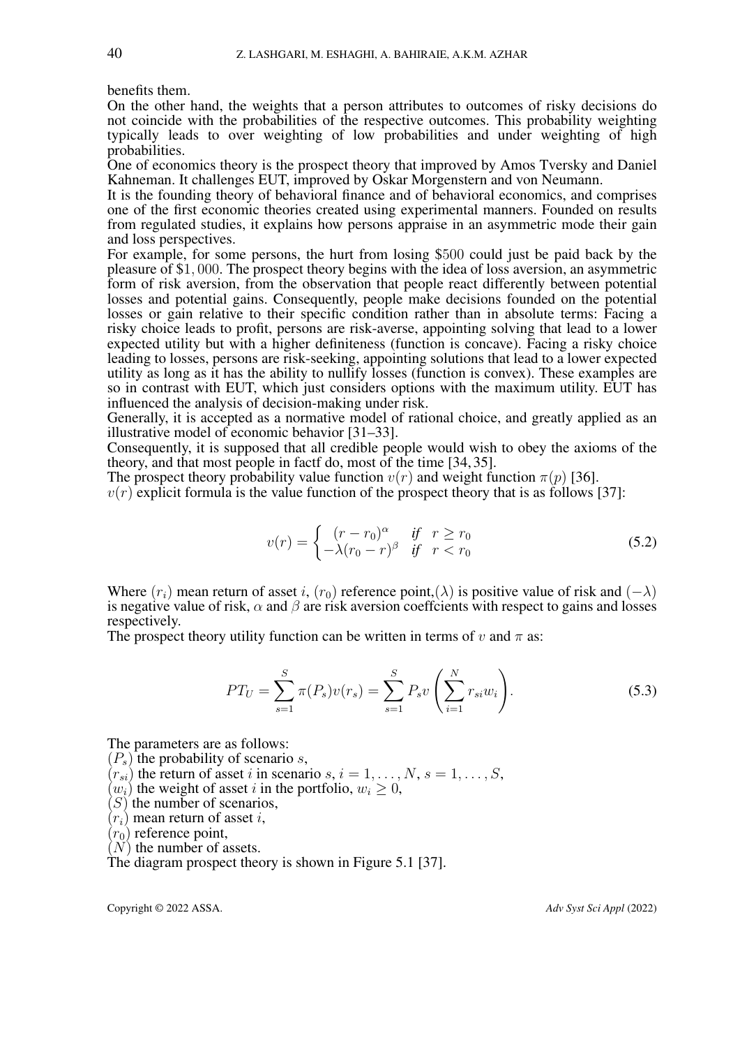benefits them.

On the other hand, the weights that a person attributes to outcomes of risky decisions do not coincide with the probabilities of the respective outcomes. This probability weighting typically leads to over weighting of low probabilities and under weighting of high probabilities.

One of economics theory is the prospect theory that improved by Amos Tversky and Daniel Kahneman. It challenges EUT, improved by Oskar Morgenstern and von Neumann.

It is the founding theory of behavioral finance and of behavioral economics, and comprises one of the first economic theories created using experimental manners. Founded on results from regulated studies, it explains how persons appraise in an asymmetric mode their gain and loss perspectives.

For example, for some persons, the hurt from losing $\$500$ could just be paid back by the pleasure of $\$1,000$. The prospect theory begins with the idea of loss aversion, an asymmetric form of risk aversion, from the observation that people react differently between potential losses and potential gains. Consequently, people make decisions founded on the potential losses or gain relative to their specific condition rather than in absolute terms: Facing a risky choice leads to profit, persons are risk-averse, appointing solving that lead to a lower expected utility but with a higher definiteness (function is concave). Facing a risky choice leading to losses, persons are risk-seeking, appointing solutions that lead to a lower expected utility as long as it has the ability to nullify losses (function is convex). These examples are so in contrast with EUT, which just considers options with the maximum utility. EUT has influenced the analysis of decision-making under risk.

Generally, it is accepted as a normative model of rational choice, and greatly applied as an illustrative model of economic behavior [31–33].

Consequently, it is supposed that all credible people would wish to obey the axioms of the theory, and that most people in factf do, most of the time [34, 35].

The prospect theory probability value function $v(r)$ and weight function $\pi(p)$ [36].

$v(r)$ explicit formula is the value function of the prospect theory that is as follows [37]:

$$v(r) = \begin{cases} (r - r_0)^{\alpha} & \text{if} \quad r \geq r_0 \\ -\lambda(r_0 - r)^{\beta} & \text{if} \quad r < r_0 \end{cases} \tag{5.2}$$

Where $(r_i)$ mean return of asset $i$, $(r_0)$ reference point,$(\lambda)$ is positive value of risk and $(-\lambda)$ is negative value of risk, $\alpha$ and $\beta$ are risk aversion coeffcients with respect to gains and losses respectively.

The prospect theory utility function can be written in terms of $v$ and $\pi$ as:

$$PT_U = \sum_{s=1}^{S} \pi(P_s)v(r_s) = \sum_{s=1}^{S} P_s v\left(\sum_{i=1}^{N} r_{si}w_i\right). \tag{5.3}$$

The parameters are as follows:

$(P_s)$ the probability of scenario $s$,

$(r_{si})$ the return of asset $i$ in scenario $s$, $i = 1, \ldots, N$, $s = 1, \ldots, S$,

$(w_i)$ the weight of asset $i$ in the portfolio, $w_i \geq 0$,

$(S)$ the number of scenarios,

$(r_i)$ mean return of asset $i$,

$(r_0)$ reference point,

$(N)$ the number of assets.

The diagram prospect theory is shown in Figure 5.1 [37].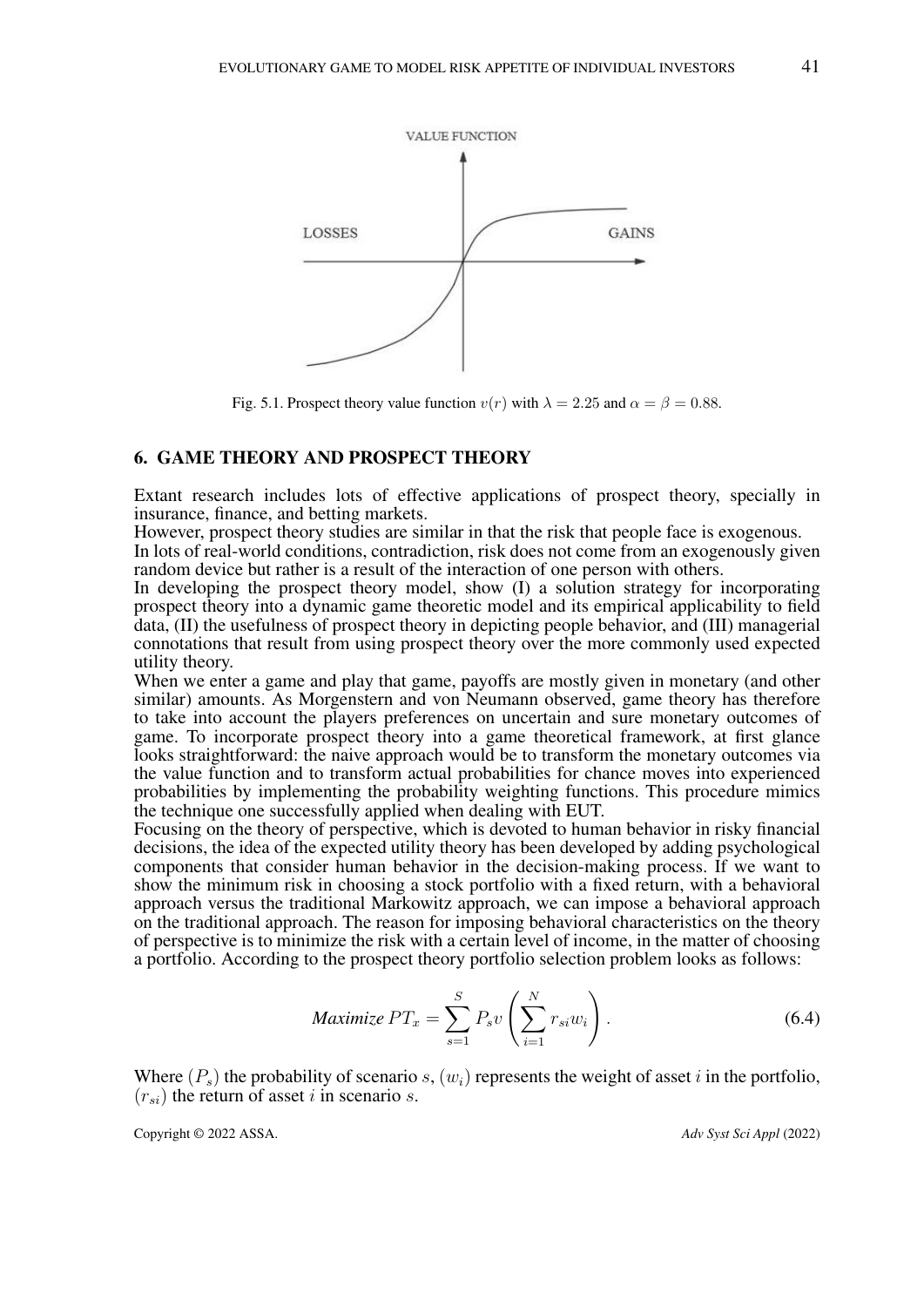Fig. 5.1. Prospect theory value function $v(r)$ with $\lambda = 2.25$ and $\alpha = \beta = 0.88$.

## 6. GAME THEORY AND PROSPECT THEORY

Extant research includes lots of effective applications of prospect theory, specially in insurance, finance, and betting markets.
However, prospect theory studies are similar in that the risk that people face is exogenous.
In lots of real-world conditions, contradiction, risk does not come from an exogenously given random device but rather is a result of the interaction of one person with others.
In developing the prospect theory model, show (I) a solution strategy for incorporating prospect theory into a dynamic game theoretic model and its empirical applicability to field data, (II) the usefulness of prospect theory in depicting people behavior, and (III) managerial connotations that result from using prospect theory over the more commonly used expected utility theory.
When we enter a game and play that game, payoffs are mostly given in monetary (and other similar) amounts. As Morgenstern and von Neumann observed, game theory has therefore to take into account the players preferences on uncertain and sure monetary outcomes of game. To incorporate prospect theory into a game theoretical framework, at first glance looks straightforward: the naive approach would be to transform the monetary outcomes via the value function and to transform actual probabilities for chance moves into experienced probabilities by implementing the probability weighting functions. This procedure mimics the technique one successfully applied when dealing with EUT.
Focusing on the theory of perspective, which is devoted to human behavior in risky financial decisions, the idea of the expected utility theory has been developed by adding psychological components that consider human behavior in the decision-making process. If we want to show the minimum risk in choosing a stock portfolio with a fixed return, with a behavioral approach versus the traditional Markowitz approach, we can impose a behavioral approach on the traditional approach. The reason for imposing behavioral characteristics on the theory of perspective is to minimize the risk with a certain level of income, in the matter of choosing a portfolio. According to the prospect theory portfolio selection problem looks as follows:

$$\textit{Maximize } PT_x = \sum_{s=1}^{S} P_s v \left( \sum_{i=1}^{N} r_{si} w_i \right). \tag{6.4}$$

Where $(P_s)$ the probability of scenario $s$, $(w_i)$ represents the weight of asset $i$ in the portfolio, $(r_{si})$ the return of asset $i$ in scenario $s$.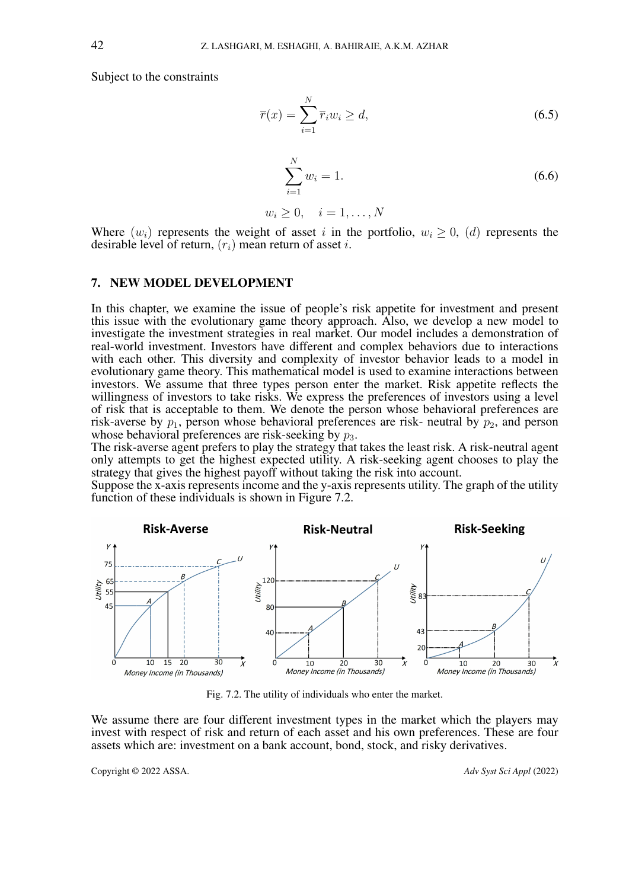Subject to the constraints

$$\overline{r}(x) = \sum_{i=1}^{N} \overline{r}_i w_i \geq d, \tag{6.5}$$

$$\sum_{i=1}^{N} w_i = 1. \tag{6.6}$$

$$w_i \geq 0, \quad i = 1, \ldots, N$$

Where $(w_i)$ represents the weight of asset $i$ in the portfolio, $w_i \geq 0$, $(d)$ represents the desirable level of return, $(r_i)$ mean return of asset $i$.

## 7. NEW MODEL DEVELOPMENT

In this chapter, we examine the issue of people's risk appetite for investment and present this issue with the evolutionary game theory approach. Also, we develop a new model to investigate the investment strategies in real market. Our model includes a demonstration of real-world investment. Investors have different and complex behaviors due to interactions with each other. This diversity and complexity of investor behavior leads to a model in evolutionary game theory. This mathematical model is used to examine interactions between investors. We assume that three types person enter the market. Risk appetite reflects the willingness of investors to take risks. We express the preferences of investors using a level of risk that is acceptable to them. We denote the person whose behavioral preferences are risk-averse by $p_1$, person whose behavioral preferences are risk- neutral by $p_2$, and person whose behavioral preferences are risk-seeking by $p_3$.

The risk-averse agent prefers to play the strategy that takes the least risk. A risk-neutral agent only attempts to get the highest expected utility. A risk-seeking agent chooses to play the strategy that gives the highest payoff without taking the risk into account.

Suppose the x-axis represents income and the y-axis represents utility. The graph of the utility function of these individuals is shown in Figure 7.2.

Fig. 7.2. The utility of individuals who enter the market.

We assume there are four different investment types in the market which the players may invest with respect of risk and return of each asset and his own preferences. These are four assets which are: investment on a bank account, bond, stock, and risky derivatives.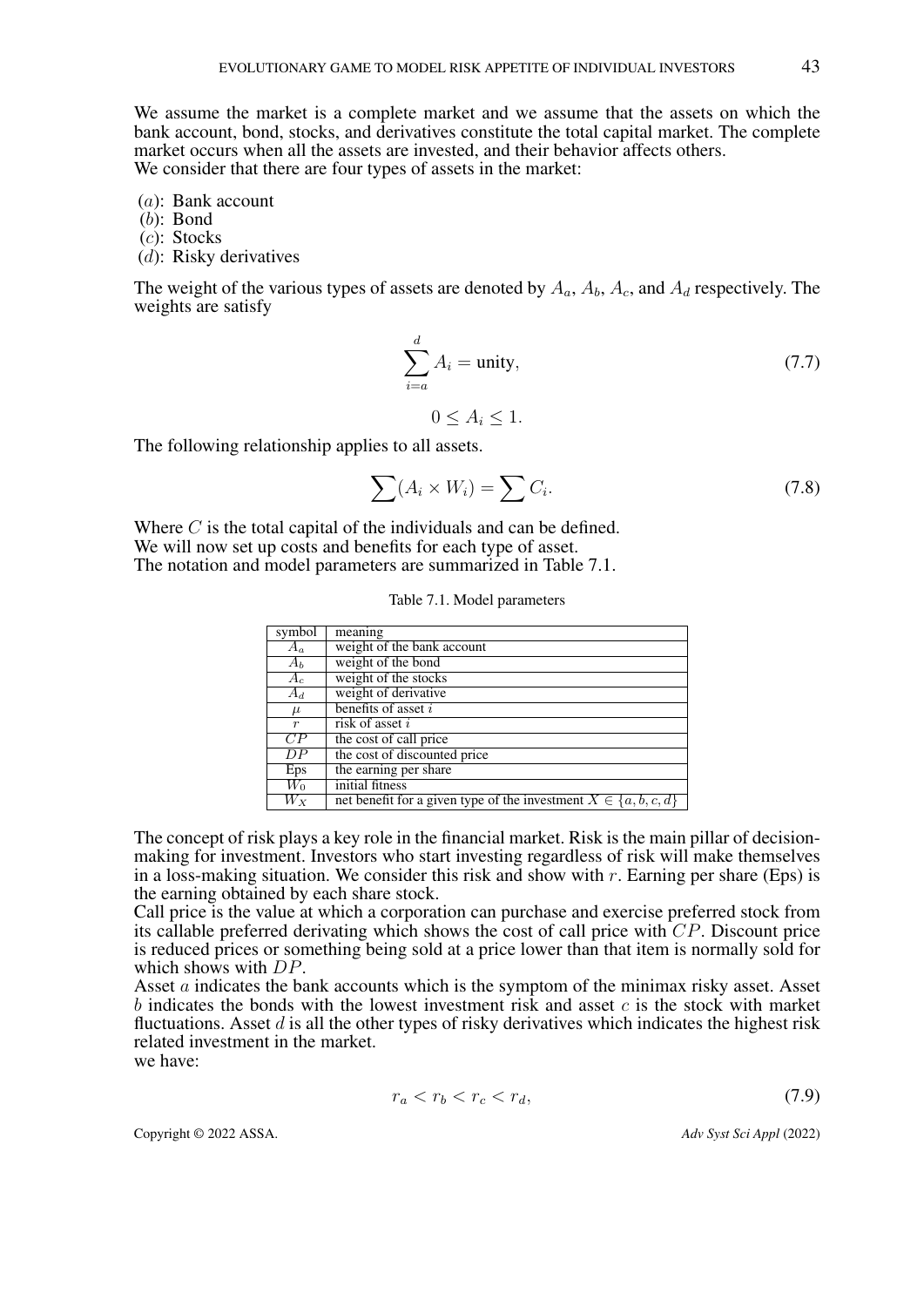We assume the market is a complete market and we assume that the assets on which the bank account, bond, stocks, and derivatives constitute the total capital market. The complete market occurs when all the assets are invested, and their behavior affects others.
We consider that there are four types of assets in the market:

($a$): Bank account
($b$): Bond
($c$): Stocks
($d$): Risky derivatives

The weight of the various types of assets are denoted by $A_a$, $A_b$, $A_c$, and $A_d$ respectively. The weights are satisfy

$$\sum_{i=a}^{d} A_i = \text{unity}, \tag{7.7}$$

$$0 \leq A_i \leq 1.$$

The following relationship applies to all assets.

$$\sum (A_i \times W_i) = \sum C_i. \tag{7.8}$$

Where $C$ is the total capital of the individuals and can be defined.
We will now set up costs and benefits for each type of asset.
The notation and model parameters are summarized in Table 7.1.

Table 7.1. Model parameters

| symbol | meaning |
|---|---|
| $A_a$ | weight of the bank account |
| $A_b$ | weight of the bond |
| $A_c$ | weight of the stocks |
| $A_d$ | weight of derivative |
| $\mu$ | benefits of asset $i$ |
| $r$ | risk of asset $i$ |
| $CP$ | the cost of call price |
| $DP$ | the cost of discounted price |
| Eps | the earning per share |
| $W_0$ | initial fitness |
| $W_X$ | net benefit for a given type of the investment $X \in \{a, b, c, d\}$ |

The concept of risk plays a key role in the financial market. Risk is the main pillar of decision-making for investment. Investors who start investing regardless of risk will make themselves in a loss-making situation. We consider this risk and show with $r$. Earning per share (Eps) is the earning obtained by each share stock.
Call price is the value at which a corporation can purchase and exercise preferred stock from its callable preferred derivating which shows the cost of call price with $CP$. Discount price is reduced prices or something being sold at a price lower than that item is normally sold for which shows with $DP$.
Asset $a$ indicates the bank accounts which is the symptom of the minimax risky asset. Asset $b$ indicates the bonds with the lowest investment risk and asset $c$ is the stock with market fluctuations. Asset $d$ is all the other types of risky derivatives which indicates the highest risk related investment in the market.
we have:

$$r_a < r_b < r_c < r_d, \tag{7.9}$$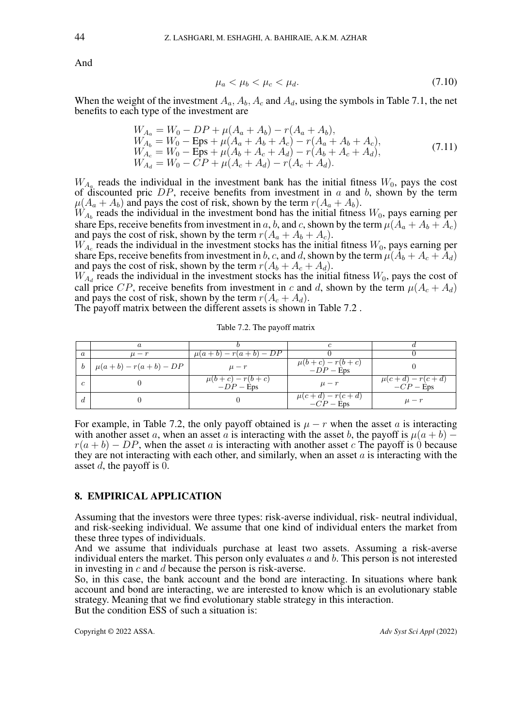And

$$\mu_a < \mu_b < \mu_c < \mu_d. \tag{7.10}$$

When the weight of the investment $A_a, A_b, A_c$ and $A_d$, using the symbols in Table 7.1, the net benefits to each type of the investment are

$$\begin{aligned}
W_{A_a} &= W_0 - DP + \mu(A_a + A_b) - r(A_a + A_b), \\
W_{A_b} &= W_0 - \text{Eps} + \mu(A_a + A_b + A_c) - r(A_a + A_b + A_c), \\
W_{A_c} &= W_0 - \text{Eps} + \mu(A_b + A_c + A_d) - r(A_b + A_c + A_d), \\
W_{A_d} &= W_0 - CP + \mu(A_c + A_d) - r(A_c + A_d).
\end{aligned} \tag{7.11}$$

$W_{A_a}$ reads the individual in the investment bank has the initial fitness $W_0$, pays the cost of discounted pric $DP$, receive benefits from investment in $a$ and $b$, shown by the term $\mu(A_a + A_b)$ and pays the cost of risk, shown by the term $r(A_a + A_b)$.
$W_{A_b}$ reads the individual in the investment bond has the initial fitness $W_0$, pays earning per share Eps, receive benefits from investment in $a$, $b$, and $c$, shown by the term $\mu(A_a + A_b + A_c)$ and pays the cost of risk, shown by the term $r(A_a + A_b + A_c)$.
$W_{A_c}$ reads the individual in the investment stocks has the initial fitness $W_0$, pays earning per share Eps, receive benefits from investment in $b$, $c$, and $d$, shown by the term $\mu(A_b + A_c + A_d)$ and pays the cost of risk, shown by the term $r(A_b + A_c + A_d)$.
$W_{A_d}$ reads the individual in the investment stocks has the initial fitness $W_0$, pays the cost of call price $CP$, receive benefits from investment in $c$ and $d$, shown by the term $\mu(A_c + A_d)$ and pays the cost of risk, shown by the term $r(A_c + A_d)$.
The payoff matrix between the different assets is shown in Table 7.2 .

Table 7.2. The payoff matrix

| | $a$ | $b$ | $c$ | $d$ |
|---|---|---|---|---|
| $a$ | $\mu - r$ | $\mu(a+b) - r(a+b) - DP$ | 0 | 0 |
| $b$ | $\mu(a+b) - r(a+b) - DP$ | $\mu - r$ | $\mu(b+c) - r(b+c)$ $-DP - \text{Eps}$ | 0 |
| $c$ | 0 | $\mu(b+c) - r(b+c)$ $-DP - \text{Eps}$ | $\mu - r$ | $\mu(c+d) - r(c+d)$ $-CP - \text{Eps}$ |
| $d$ | 0 | 0 | $\mu(c+d) - r(c+d)$ $-CP - \text{Eps}$ | $\mu - r$ |

For example, in Table 7.2, the only payoff obtained is $\mu - r$ when the asset $a$ is interacting with another asset $a$, when an asset $a$ is interacting with the asset $b$, the payoff is $\mu(a+b) - r(a+b) - DP$, when the asset $a$ is interacting with another asset $c$ The payoff is 0 because they are not interacting with each other, and similarly, when an asset $a$ is interacting with the asset $d$, the payoff is 0.

## 8. EMPIRICAL APPLICATION

Assuming that the investors were three types: risk-averse individual, risk- neutral individual, and risk-seeking individual. We assume that one kind of individual enters the market from these three types of individuals.
And we assume that individuals purchase at least two assets. Assuming a risk-averse individual enters the market. This person only evaluates $a$ and $b$. This person is not interested in investing in $c$ and $d$ because the person is risk-averse.
So, in this case, the bank account and the bond are interacting. In situations where bank account and bond are interacting, we are interested to know which is an evolutionary stable strategy. Meaning that we find evolutionary stable strategy in this interaction.
But the condition ESS of such a situation is: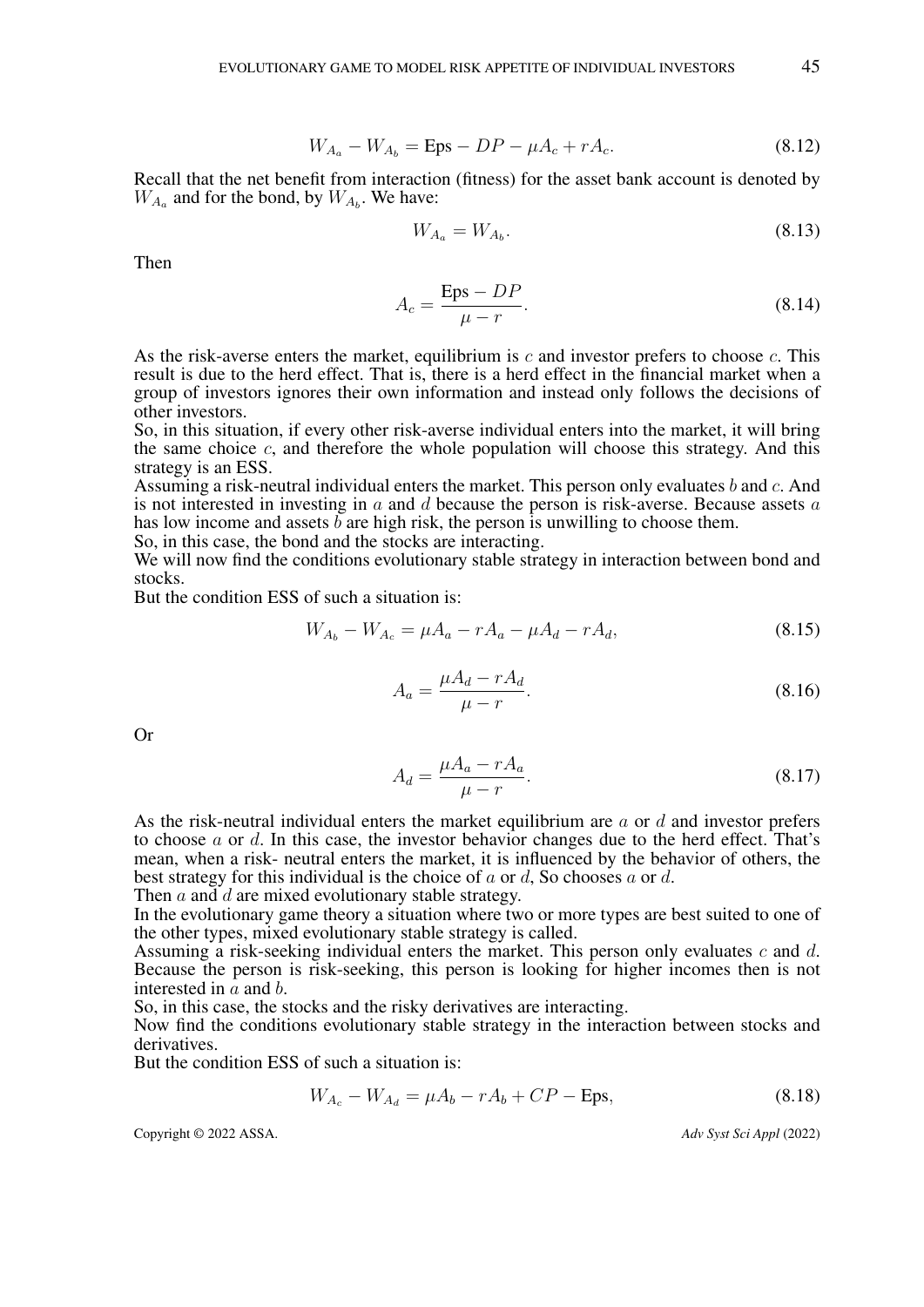$$W_{A_a} - W_{A_b} = \text{Eps} - DP - \mu A_c + rA_c. \tag{8.12}$$

Recall that the net benefit from interaction (fitness) for the asset bank account is denoted by $W_{A_a}$ and for the bond, by $W_{A_b}$. We have:

$$W_{A_a} = W_{A_b}. \tag{8.13}$$

Then

$$A_c = \frac{\text{Eps} - DP}{\mu - r}. \tag{8.14}$$

As the risk-averse enters the market, equilibrium is $c$ and investor prefers to choose $c$. This result is due to the herd effect. That is, there is a herd effect in the financial market when a group of investors ignores their own information and instead only follows the decisions of other investors.

So, in this situation, if every other risk-averse individual enters into the market, it will bring the same choice $c$, and therefore the whole population will choose this strategy. And this strategy is an ESS.

Assuming a risk-neutral individual enters the market. This person only evaluates $b$ and $c$. And is not interested in investing in $a$ and $d$ because the person is risk-averse. Because assets $a$ has low income and assets $b$ are high risk, the person is unwilling to choose them.

So, in this case, the bond and the stocks are interacting.

We will now find the conditions evolutionary stable strategy in interaction between bond and stocks.

But the condition ESS of such a situation is:

$$W_{A_b} - W_{A_c} = \mu A_a - rA_a - \mu A_d - rA_d, \tag{8.15}$$

$$A_a = \frac{\mu A_d - rA_d}{\mu - r}. \tag{8.16}$$

Or

$$A_d = \frac{\mu A_a - rA_a}{\mu - r}. \tag{8.17}$$

As the risk-neutral individual enters the market equilibrium are $a$ or $d$ and investor prefers to choose $a$ or $d$. In this case, the investor behavior changes due to the herd effect. That's mean, when a risk- neutral enters the market, it is influenced by the behavior of others, the best strategy for this individual is the choice of $a$ or $d$, So chooses $a$ or $d$.

Then $a$ and $d$ are mixed evolutionary stable strategy.

In the evolutionary game theory a situation where two or more types are best suited to one of the other types, mixed evolutionary stable strategy is called.

Assuming a risk-seeking individual enters the market. This person only evaluates $c$ and $d$. Because the person is risk-seeking, this person is looking for higher incomes then is not interested in $a$ and $b$.

So, in this case, the stocks and the risky derivatives are interacting.

Now find the conditions evolutionary stable strategy in the interaction between stocks and derivatives.

But the condition ESS of such a situation is:

$$W_{A_c} - W_{A_d} = \mu A_b - rA_b + CP - \text{Eps}, \tag{8.18}$$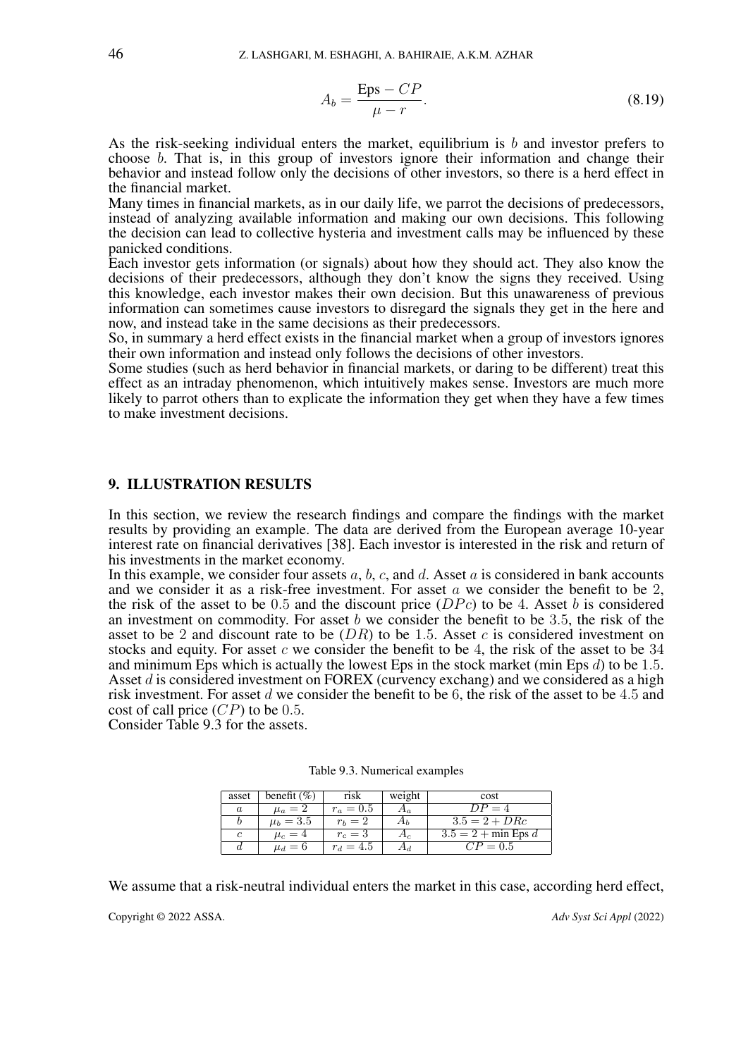$$A_b = \frac{\text{Eps} - CP}{\mu - r}. \tag{8.19}$$

As the risk-seeking individual enters the market, equilibrium is $b$ and investor prefers to choose $b$. That is, in this group of investors ignore their information and change their behavior and instead follow only the decisions of other investors, so there is a herd effect in the financial market.

Many times in financial markets, as in our daily life, we parrot the decisions of predecessors, instead of analyzing available information and making our own decisions. This following the decision can lead to collective hysteria and investment calls may be influenced by these panicked conditions.

Each investor gets information (or signals) about how they should act. They also know the decisions of their predecessors, although they don't know the signs they received. Using this knowledge, each investor makes their own decision. But this unawareness of previous information can sometimes cause investors to disregard the signals they get in the here and now, and instead take in the same decisions as their predecessors.

So, in summary a herd effect exists in the financial market when a group of investors ignores their own information and instead only follows the decisions of other investors.

Some studies (such as herd behavior in financial markets, or daring to be different) treat this effect as an intraday phenomenon, which intuitively makes sense. Investors are much more likely to parrot others than to explicate the information they get when they have a few times to make investment decisions.

## 9. ILLUSTRATION RESULTS

In this section, we review the research findings and compare the findings with the market results by providing an example. The data are derived from the European average 10-year interest rate on financial derivatives [38]. Each investor is interested in the risk and return of his investments in the market economy.

In this example, we consider four assets $a$, $b$, $c$, and $d$. Asset $a$ is considered in bank accounts and we consider it as a risk-free investment. For asset $a$ we consider the benefit to be $2$, the risk of the asset to be $0.5$ and the discount price ($DPc$) to be $4$. Asset $b$ is considered an investment on commodity. For asset $b$ we consider the benefit to be $3.5$, the risk of the asset to be $2$ and discount rate to be ($DR$) to be $1.5$. Asset $c$ is considered investment on stocks and equity. For asset $c$ we consider the benefit to be $4$, the risk of the asset to be $34$ and minimum Eps which is actually the lowest Eps in the stock market (min Eps $d$) to be $1.5$. Asset $d$ is considered investment on FOREX (curvency exchang) and we considered as a high risk investment. For asset $d$ we consider the benefit to be $6$, the risk of the asset to be $4.5$ and cost of call price ($CP$) to be $0.5$.

Consider Table 9.3 for the assets.

Table 9.3. Numerical examples

| asset | benefit (%) | risk | weight | cost |
|---|---|---|---|---|
| $a$ | $\mu_a = 2$ | $r_a = 0.5$ | $A_a$ | $DP = 4$ |
| $b$ | $\mu_b = 3.5$ | $r_b = 2$ | $A_b$ | $3.5 = 2 + DRc$ |
| $c$ | $\mu_c = 4$ | $r_c = 3$ | $A_c$ | $3.5 = 2 + \text{min Eps } d$ |
| $d$ | $\mu_d = 6$ | $r_d = 4.5$ | $A_d$ | $CP = 0.5$ |

We assume that a risk-neutral individual enters the market in this case, according herd effect,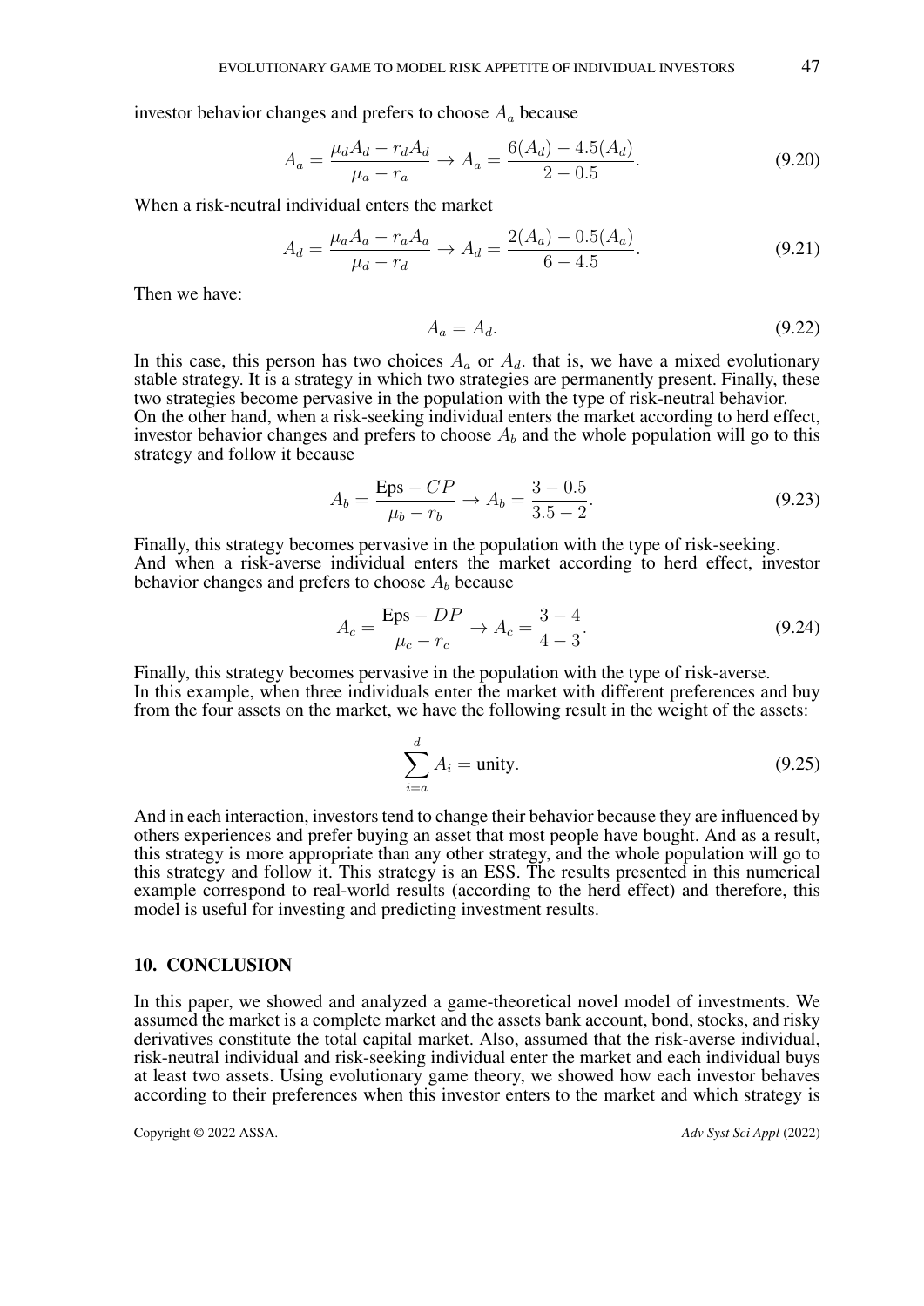investor behavior changes and prefers to choose $A_a$ because

$$A_a = \frac{\mu_d A_d - r_d A_d}{\mu_a - r_a} \rightarrow A_a = \frac{6(A_d) - 4.5(A_d)}{2 - 0.5}. \tag{9.20}$$

When a risk-neutral individual enters the market

$$A_d = \frac{\mu_a A_a - r_a A_a}{\mu_d - r_d} \rightarrow A_d = \frac{2(A_a) - 0.5(A_a)}{6 - 4.5}. \tag{9.21}$$

Then we have:

$$A_a = A_d. \tag{9.22}$$

In this case, this person has two choices $A_a$ or $A_d$. that is, we have a mixed evolutionary stable strategy. It is a strategy in which two strategies are permanently present. Finally, these two strategies become pervasive in the population with the type of risk-neutral behavior.
On the other hand, when a risk-seeking individual enters the market according to herd effect, investor behavior changes and prefers to choose $A_b$ and the whole population will go to this strategy and follow it because

$$A_b = \frac{\text{Eps} - CP}{\mu_b - r_b} \rightarrow A_b = \frac{3 - 0.5}{3.5 - 2}. \tag{9.23}$$

Finally, this strategy becomes pervasive in the population with the type of risk-seeking.
And when a risk-averse individual enters the market according to herd effect, investor behavior changes and prefers to choose $A_b$ because

$$A_c = \frac{\text{Eps} - DP}{\mu_c - r_c} \rightarrow A_c = \frac{3 - 4}{4 - 3}. \tag{9.24}$$

Finally, this strategy becomes pervasive in the population with the type of risk-averse.
In this example, when three individuals enter the market with different preferences and buy from the four assets on the market, we have the following result in the weight of the assets:

$$\sum_{i=a}^{d} A_i = \text{unity}. \tag{9.25}$$

And in each interaction, investors tend to change their behavior because they are influenced by others experiences and prefer buying an asset that most people have bought. And as a result, this strategy is more appropriate than any other strategy, and the whole population will go to this strategy and follow it. This strategy is an ESS. The results presented in this numerical example correspond to real-world results (according to the herd effect) and therefore, this model is useful for investing and predicting investment results.

## 10. CONCLUSION

In this paper, we showed and analyzed a game-theoretical novel model of investments. We assumed the market is a complete market and the assets bank account, bond, stocks, and risky derivatives constitute the total capital market. Also, assumed that the risk-averse individual, risk-neutral individual and risk-seeking individual enter the market and each individual buys at least two assets. Using evolutionary game theory, we showed how each investor behaves according to their preferences when this investor enters to the market and which strategy is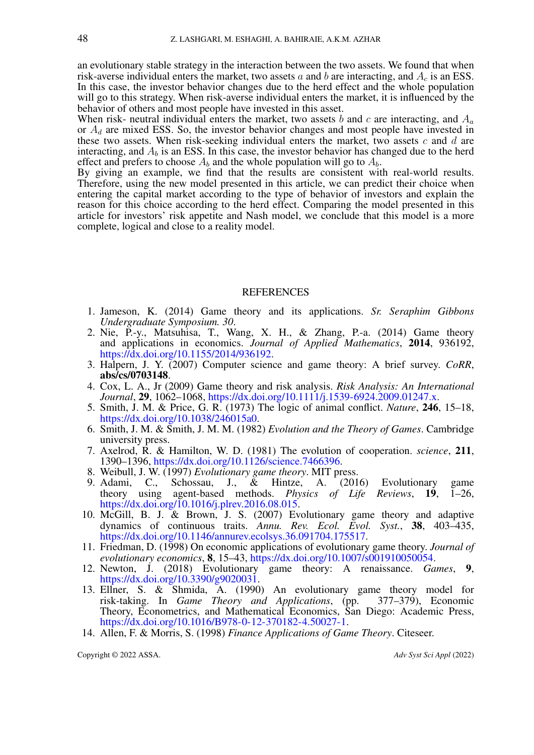an evolutionary stable strategy in the interaction between the two assets. We found that when risk-averse individual enters the market, two assets $a$ and $b$ are interacting, and $A_c$ is an ESS. In this case, the investor behavior changes due to the herd effect and the whole population will go to this strategy. When risk-averse individual enters the market, it is influenced by the behavior of others and most people have invested in this asset.

When risk- neutral individual enters the market, two assets $b$ and $c$ are interacting, and $A_a$ or $A_d$ are mixed ESS. So, the investor behavior changes and most people have invested in these two assets. When risk-seeking individual enters the market, two assets $c$ and $d$ are interacting, and $A_b$ is an ESS. In this case, the investor behavior has changed due to the herd effect and prefers to choose $A_b$ and the whole population will go to $A_b$.

By giving an example, we find that the results are consistent with real-world results. Therefore, using the new model presented in this article, we can predict their choice when entering the capital market according to the type of behavior of investors and explain the reason for this choice according to the herd effect. Comparing the model presented in this article for investors' risk appetite and Nash model, we conclude that this model is a more complete, logical and close to a reality model.

## REFERENCES

1. Jameson, K. (2014) Game theory and its applications. *Sr. Seraphim Gibbons Undergraduate Symposium. 30*.
2. Nie, P.-y., Matsuhisa, T., Wang, X. H., & Zhang, P.-a. (2014) Game theory and applications in economics. *Journal of Applied Mathematics*, **2014**, 936192, https://dx.doi.org/10.1155/2014/936192.
3. Halpern, J. Y. (2007) Computer science and game theory: A brief survey. *CoRR*, **abs/cs/0703148**.
4. Cox, L. A., Jr (2009) Game theory and risk analysis. *Risk Analysis: An International Journal*, **29**, 1062–1068, https://dx.doi.org/10.1111/j.1539-6924.2009.01247.x.
5. Smith, J. M. & Price, G. R. (1973) The logic of animal conflict. *Nature*, **246**, 15–18, https://dx.doi.org/10.1038/246015a0.
6. Smith, J. M. & Smith, J. M. M. (1982) *Evolution and the Theory of Games*. Cambridge university press.
7. Axelrod, R. & Hamilton, W. D. (1981) The evolution of cooperation. *science*, **211**, 1390–1396, https://dx.doi.org/10.1126/science.7466396.
8. Weibull, J. W. (1997) *Evolutionary game theory*. MIT press.
9. Adami, C., Schossau, J., & Hintze, A. (2016) Evolutionary game theory using agent-based methods. *Physics of Life Reviews*, **19**, 1–26, https://dx.doi.org/10.1016/j.plrev.2016.08.015.
10. McGill, B. J. & Brown, J. S. (2007) Evolutionary game theory and adaptive dynamics of continuous traits. *Annu. Rev. Ecol. Evol. Syst.*, **38**, 403–435, https://dx.doi.org/10.1146/annurev.ecolsys.36.091704.175517.
11. Friedman, D. (1998) On economic applications of evolutionary game theory. *Journal of evolutionary economics*, **8**, 15–43, https://dx.doi.org/10.1007/s001910050054.
12. Newton, J. (2018) Evolutionary game theory: A renaissance. *Games*, **9**, https://dx.doi.org/10.3390/g9020031.
13. Ellner, S. & Shmida, A. (1990) An evolutionary game theory model for risk-taking. In *Game Theory and Applications*, (pp. 377–379), Economic Theory, Econometrics, and Mathematical Economics, San Diego: Academic Press, https://dx.doi.org/10.1016/B978-0-12-370182-4.50027-1.
14. Allen, F. & Morris, S. (1998) *Finance Applications of Game Theory*. Citeseer.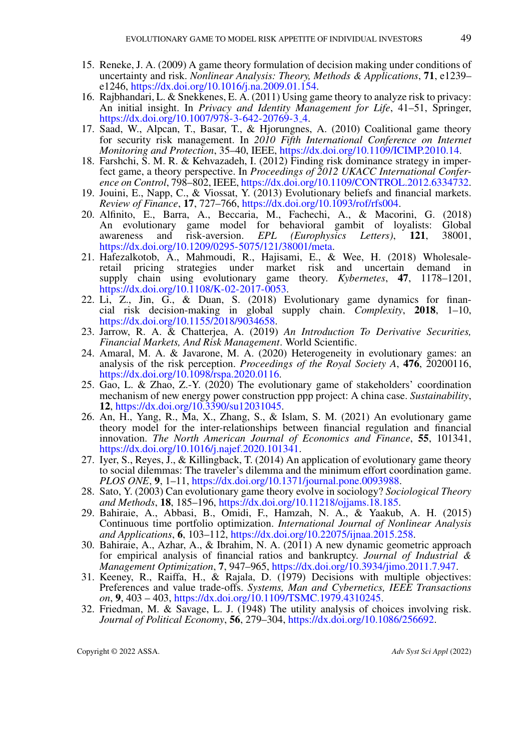15. Reneke, J. A. (2009) A game theory formulation of decision making under conditions of uncertainty and risk. *Nonlinear Analysis: Theory, Methods & Applications*, **71**, e1239–e1246, https://dx.doi.org/10.1016/j.na.2009.01.154.
16. Rajbhandari, L. & Snekkenes, E. A. (2011) Using game theory to analyze risk to privacy: An initial insight. In *Privacy and Identity Management for Life*, 41–51, Springer, https://dx.doi.org/10.1007/978-3-642-20769-3_4.
17. Saad, W., Alpcan, T., Basar, T., & Hjorungnes, A. (2010) Coalitional game theory for security risk management. In *2010 Fifth International Conference on Internet Monitoring and Protection*, 35–40, IEEE, https://dx.doi.org/10.1109/ICIMP.2010.14.
18. Farshchi, S. M. R. & Kehvazadeh, I. (2012) Finding risk dominance strategy in imperfect game, a theory perspective. In *Proceedings of 2012 UKACC International Conference on Control*, 798–802, IEEE, https://dx.doi.org/10.1109/CONTROL.2012.6334732.
19. Jouini, E., Napp, C., & Viossat, Y. (2013) Evolutionary beliefs and financial markets. *Review of Finance*, **17**, 727–766, https://dx.doi.org/10.1093/rof/rfs004.
20. Alfinito, E., Barra, A., Beccaria, M., Fachechi, A., & Macorini, G. (2018) An evolutionary game model for behavioral gambit of loyalists: Global awareness and risk-aversion. *EPL (Europhysics Letters)*, **121**, 38001, https://dx.doi.org/10.1209/0295-5075/121/38001/meta.
21. Hafezalkotob, A., Mahmoudi, R., Hajisami, E., & Wee, H. (2018) Wholesale-retail pricing strategies under market risk and uncertain demand in supply chain using evolutionary game theory. *Kybernetes*, **47**, 1178–1201, https://dx.doi.org/10.1108/K-02-2017-0053.
22. Li, Z., Jin, G., & Duan, S. (2018) Evolutionary game dynamics for financial risk decision-making in global supply chain. *Complexity*, **2018**, 1–10, https://dx.doi.org/10.1155/2018/9034658.
23. Jarrow, R. A. & Chatterjea, A. (2019) *An Introduction To Derivative Securities, Financial Markets, And Risk Management*. World Scientific.
24. Amaral, M. A. & Javarone, M. A. (2020) Heterogeneity in evolutionary games: an analysis of the risk perception. *Proceedings of the Royal Society A*, **476**, 20200116, https://dx.doi.org/10.1098/rspa.2020.0116.
25. Gao, L. & Zhao, Z.-Y. (2020) The evolutionary game of stakeholders' coordination mechanism of new energy power construction ppp project: A china case. *Sustainability*, **12**, https://dx.doi.org/10.3390/su12031045.
26. An, H., Yang, R., Ma, X., Zhang, S., & Islam, S. M. (2021) An evolutionary game theory model for the inter-relationships between financial regulation and financial innovation. *The North American Journal of Economics and Finance*, **55**, 101341, https://dx.doi.org/10.1016/j.najef.2020.101341.
27. Iyer, S., Reyes, J., & Killingback, T. (2014) An application of evolutionary game theory to social dilemmas: The traveler's dilemma and the minimum effort coordination game. *PLOS ONE*, **9**, 1–11, https://dx.doi.org/10.1371/journal.pone.0093988.
28. Sato, Y. (2003) Can evolutionary game theory evolve in sociology? *Sociological Theory and Methods*, **18**, 185–196, https://dx.doi.org/10.11218/ojjams.18.185.
29. Bahiraie, A., Abbasi, B., Omidi, F., Hamzah, N. A., & Yaakub, A. H. (2015) Continuous time portfolio optimization. *International Journal of Nonlinear Analysis and Applications*, **6**, 103–112, https://dx.doi.org/10.22075/ijnaa.2015.258.
30. Bahiraie, A., Azhar, A., & Ibrahim, N. A. (2011) A new dynamic geometric approach for empirical analysis of financial ratios and bankruptcy. *Journal of Industrial & Management Optimization*, **7**, 947–965, https://dx.doi.org/10.3934/jimo.2011.7.947.
31. Keeney, R., Raiffa, H., & Rajala, D. (1979) Decisions with multiple objectives: Preferences and value trade-offs. *Systems, Man and Cybernetics, IEEE Transactions on*, **9**, 403 – 403, https://dx.doi.org/10.1109/TSMC.1979.4310245.
32. Friedman, M. & Savage, L. J. (1948) The utility analysis of choices involving risk. *Journal of Political Economy*, **56**, 279–304, https://dx.doi.org/10.1086/256692.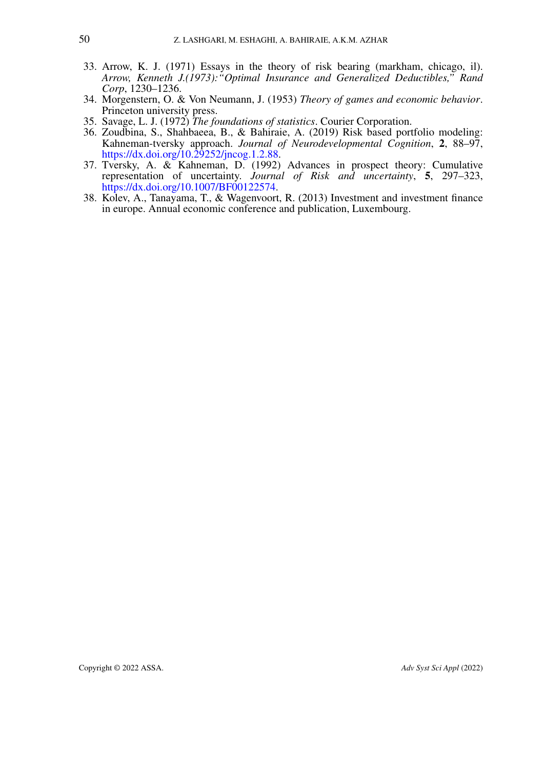33. Arrow, K. J. (1971) Essays in the theory of risk bearing (markham, chicago, il). *Arrow, Kenneth J.(1973):"Optimal Insurance and Generalized Deductibles," Rand Corp*, 1230–1236.
34. Morgenstern, O. & Von Neumann, J. (1953) *Theory of games and economic behavior*. Princeton university press.
35. Savage, L. J. (1972) *The foundations of statistics*. Courier Corporation.
36. Zoudbina, S., Shahbaeea, B., & Bahiraie, A. (2019) Risk based portfolio modeling: Kahneman-tversky approach. *Journal of Neurodevelopmental Cognition*, **2**, 88–97, https://dx.doi.org/10.29252/jncog.1.2.88.
37. Tversky, A. & Kahneman, D. (1992) Advances in prospect theory: Cumulative representation of uncertainty. *Journal of Risk and uncertainty*, **5**, 297–323, https://dx.doi.org/10.1007/BF00122574.
38. Kolev, A., Tanayama, T., & Wagenvoort, R. (2013) Investment and investment finance in europe. Annual economic conference and publication, Luxembourg.